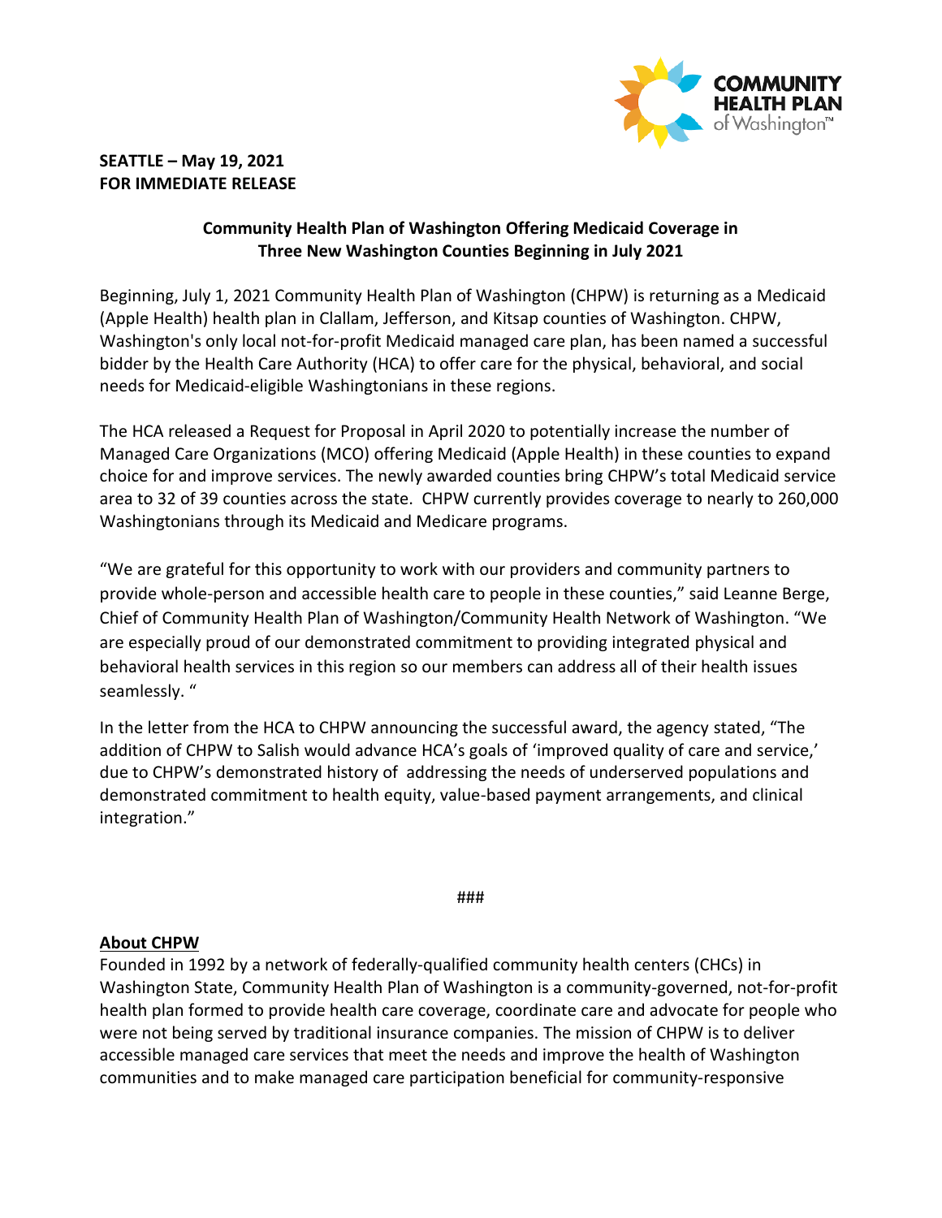**SEATTLE – May 19, 2021**
**FOR IMMEDIATE RELEASE**

## Community Health Plan of Washington Offering Medicaid Coverage in Three New Washington Counties Beginning in July 2021

Beginning, July 1, 2021 Community Health Plan of Washington (CHPW) is returning as a Medicaid (Apple Health) health plan in Clallam, Jefferson, and Kitsap counties of Washington. CHPW, Washington's only local not-for-profit Medicaid managed care plan, has been named a successful bidder by the Health Care Authority (HCA) to offer care for the physical, behavioral, and social needs for Medicaid-eligible Washingtonians in these regions.

The HCA released a Request for Proposal in April 2020 to potentially increase the number of Managed Care Organizations (MCO) offering Medicaid (Apple Health) in these counties to expand choice for and improve services. The newly awarded counties bring CHPW's total Medicaid service area to 32 of 39 counties across the state. CHPW currently provides coverage to nearly to 260,000 Washingtonians through its Medicaid and Medicare programs.

"We are grateful for this opportunity to work with our providers and community partners to provide whole-person and accessible health care to people in these counties," said Leanne Berge, Chief of Community Health Plan of Washington/Community Health Network of Washington. "We are especially proud of our demonstrated commitment to providing integrated physical and behavioral health services in this region so our members can address all of their health issues seamlessly. "

In the letter from the HCA to CHPW announcing the successful award, the agency stated, "The addition of CHPW to Salish would advance HCA's goals of 'improved quality of care and service,' due to CHPW's demonstrated history of addressing the needs of underserved populations and demonstrated commitment to health equity, value-based payment arrangements, and clinical integration."

###

**About CHPW**

Founded in 1992 by a network of federally-qualified community health centers (CHCs) in Washington State, Community Health Plan of Washington is a community-governed, not-for-profit health plan formed to provide health care coverage, coordinate care and advocate for people who were not being served by traditional insurance companies. The mission of CHPW is to deliver accessible managed care services that meet the needs and improve the health of Washington communities and to make managed care participation beneficial for community-responsive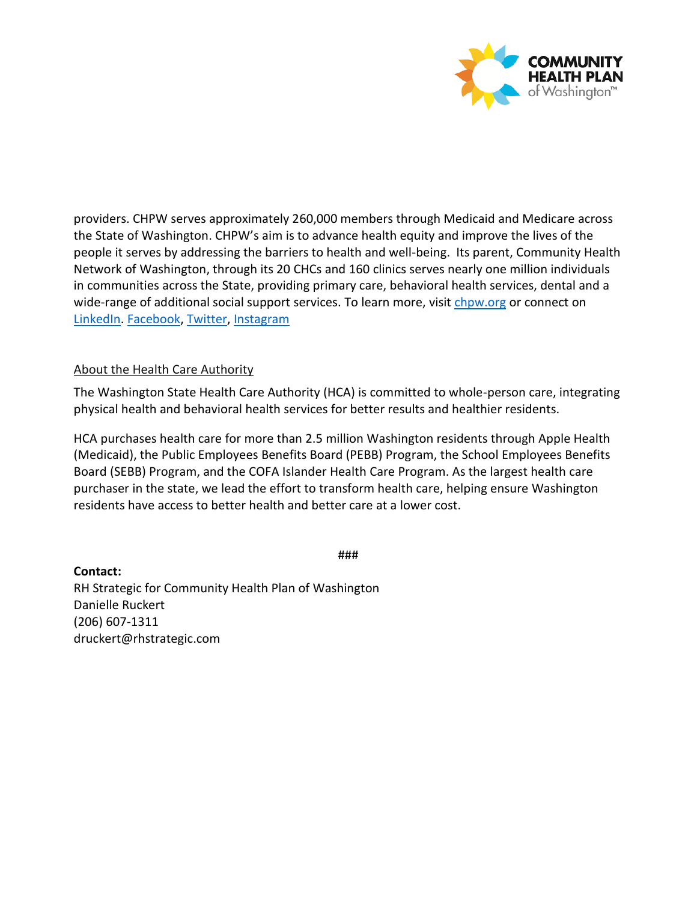providers. CHPW serves approximately 260,000 members through Medicaid and Medicare across the State of Washington. CHPW's aim is to advance health equity and improve the lives of the people it serves by addressing the barriers to health and well-being. Its parent, Community Health Network of Washington, through its 20 CHCs and 160 clinics serves nearly one million individuals in communities across the State, providing primary care, behavioral health services, dental and a wide-range of additional social support services. To learn more, visit [chpw.org](chpw.org) or connect on [LinkedIn](LinkedIn). [Facebook](Facebook), [Twitter](Twitter), [Instagram](Instagram)

About the Health Care Authority

The Washington State Health Care Authority (HCA) is committed to whole-person care, integrating physical health and behavioral health services for better results and healthier residents.

HCA purchases health care for more than 2.5 million Washington residents through Apple Health (Medicaid), the Public Employees Benefits Board (PEBB) Program, the School Employees Benefits Board (SEBB) Program, and the COFA Islander Health Care Program. As the largest health care purchaser in the state, we lead the effort to transform health care, helping ensure Washington residents have access to better health and better care at a lower cost.

###

**Contact:**
RH Strategic for Community Health Plan of Washington
Danielle Ruckert
(206) 607-1311
druckert@rhstrategic.com